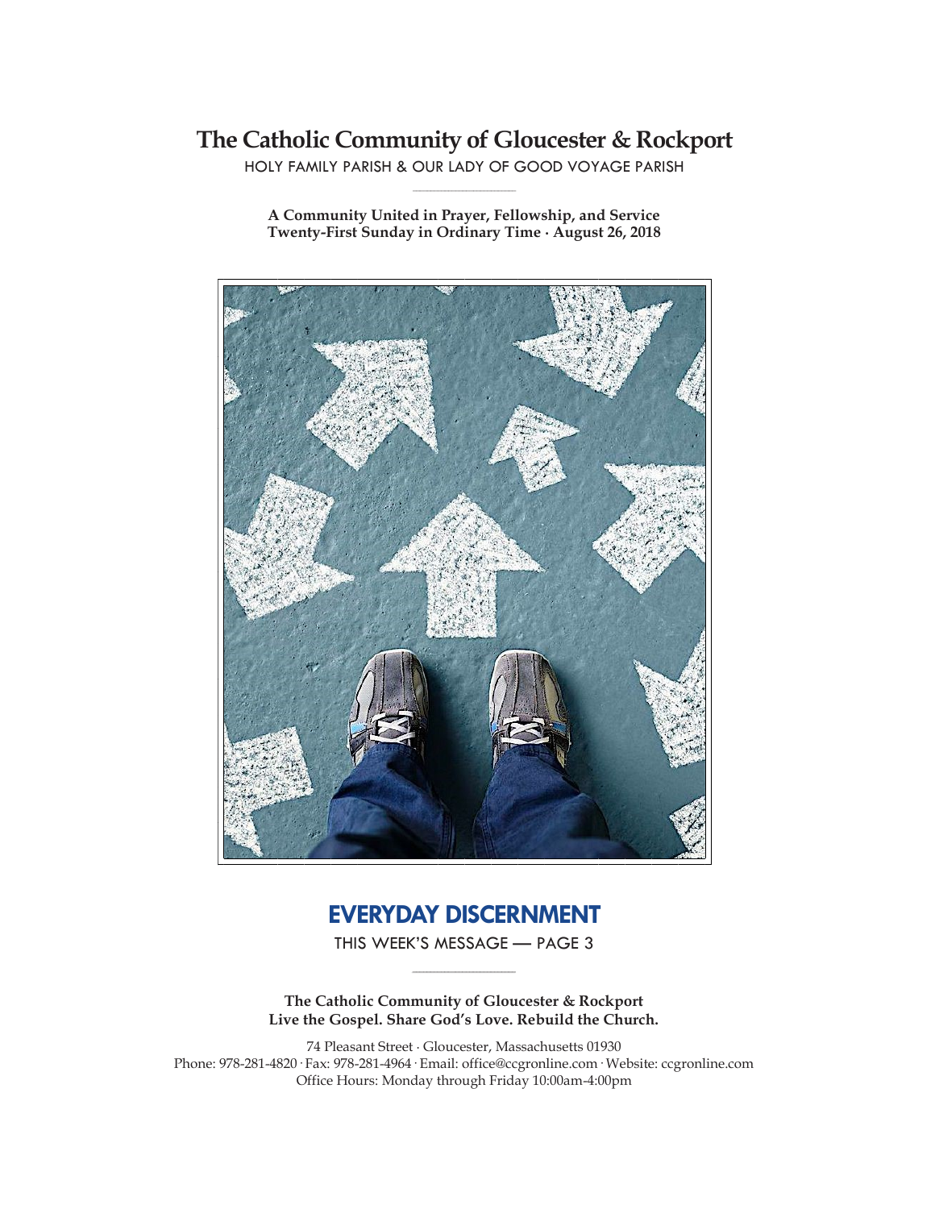# The Catholic Community of Gloucester & Rockport

HOLY FAMILY PARISH & OUR LADY OF GOOD VOYAGE PARISH

**A Community United in Prayer, Fellowship, and Service**
**Twenty-First Sunday in Ordinary Time · August 26, 2018**

## EVERYDAY DISCERNMENT

THIS WEEK'S MESSAGE — PAGE 3

**The Catholic Community of Gloucester & Rockport**
**Live the Gospel. Share God's Love. Rebuild the Church.**

74 Pleasant Street · Gloucester, Massachusetts 01930
Phone: 978-281-4820 · Fax: 978-281-4964 · Email: office@ccgronline.com · Website: ccgronline.com
Office Hours: Monday through Friday 10:00am-4:00pm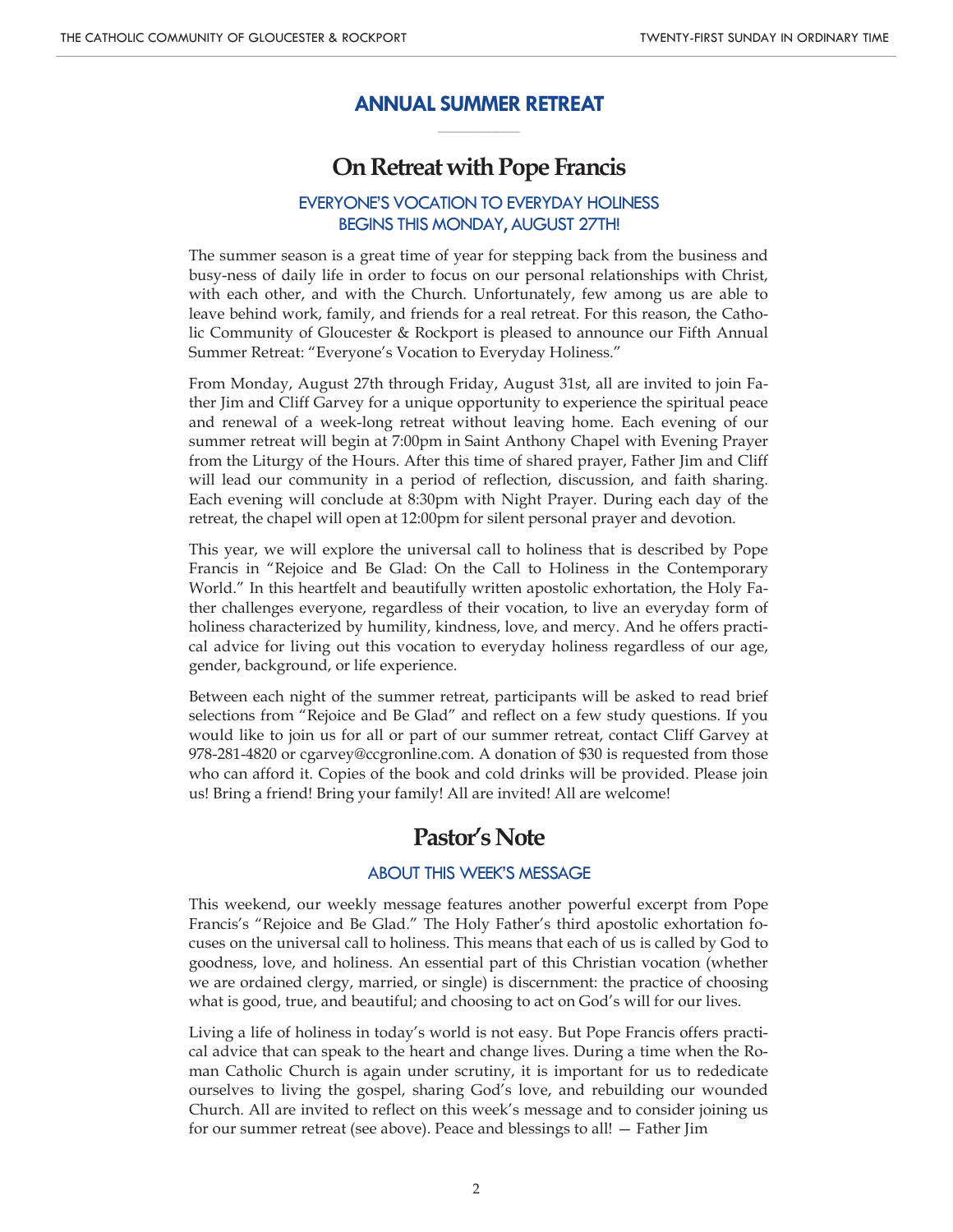## ANNUAL SUMMER RETREAT

# On Retreat with Pope Francis

### EVERYONE'S VOCATION TO EVERYDAY HOLINESS BEGINS THIS MONDAY, AUGUST 27TH!

The summer season is a great time of year for stepping back from the business and busy-ness of daily life in order to focus on our personal relationships with Christ, with each other, and with the Church. Unfortunately, few among us are able to leave behind work, family, and friends for a real retreat. For this reason, the Catholic Community of Gloucester & Rockport is pleased to announce our Fifth Annual Summer Retreat: "Everyone's Vocation to Everyday Holiness."

From Monday, August 27th through Friday, August 31st, all are invited to join Father Jim and Cliff Garvey for a unique opportunity to experience the spiritual peace and renewal of a week-long retreat without leaving home. Each evening of our summer retreat will begin at 7:00pm in Saint Anthony Chapel with Evening Prayer from the Liturgy of the Hours. After this time of shared prayer, Father Jim and Cliff will lead our community in a period of reflection, discussion, and faith sharing. Each evening will conclude at 8:30pm with Night Prayer. During each day of the retreat, the chapel will open at 12:00pm for silent personal prayer and devotion.

This year, we will explore the universal call to holiness that is described by Pope Francis in "Rejoice and Be Glad: On the Call to Holiness in the Contemporary World." In this heartfelt and beautifully written apostolic exhortation, the Holy Father challenges everyone, regardless of their vocation, to live an everyday form of holiness characterized by humility, kindness, love, and mercy. And he offers practical advice for living out this vocation to everyday holiness regardless of our age, gender, background, or life experience.

Between each night of the summer retreat, participants will be asked to read brief selections from "Rejoice and Be Glad" and reflect on a few study questions. If you would like to join us for all or part of our summer retreat, contact Cliff Garvey at 978-281-4820 or cgarvey@ccgronline.com. A donation of $30 is requested from those who can afford it. Copies of the book and cold drinks will be provided. Please join us! Bring a friend! Bring your family! All are invited! All are welcome!

# Pastor's Note

### ABOUT THIS WEEK'S MESSAGE

This weekend, our weekly message features another powerful excerpt from Pope Francis's "Rejoice and Be Glad." The Holy Father's third apostolic exhortation focuses on the universal call to holiness. This means that each of us is called by God to goodness, love, and holiness. An essential part of this Christian vocation (whether we are ordained clergy, married, or single) is discernment: the practice of choosing what is good, true, and beautiful; and choosing to act on God's will for our lives.

Living a life of holiness in today's world is not easy. But Pope Francis offers practical advice that can speak to the heart and change lives. During a time when the Roman Catholic Church is again under scrutiny, it is important for us to rededicate ourselves to living the gospel, sharing God's love, and rebuilding our wounded Church. All are invited to reflect on this week's message and to consider joining us for our summer retreat (see above). Peace and blessings to all! — Father Jim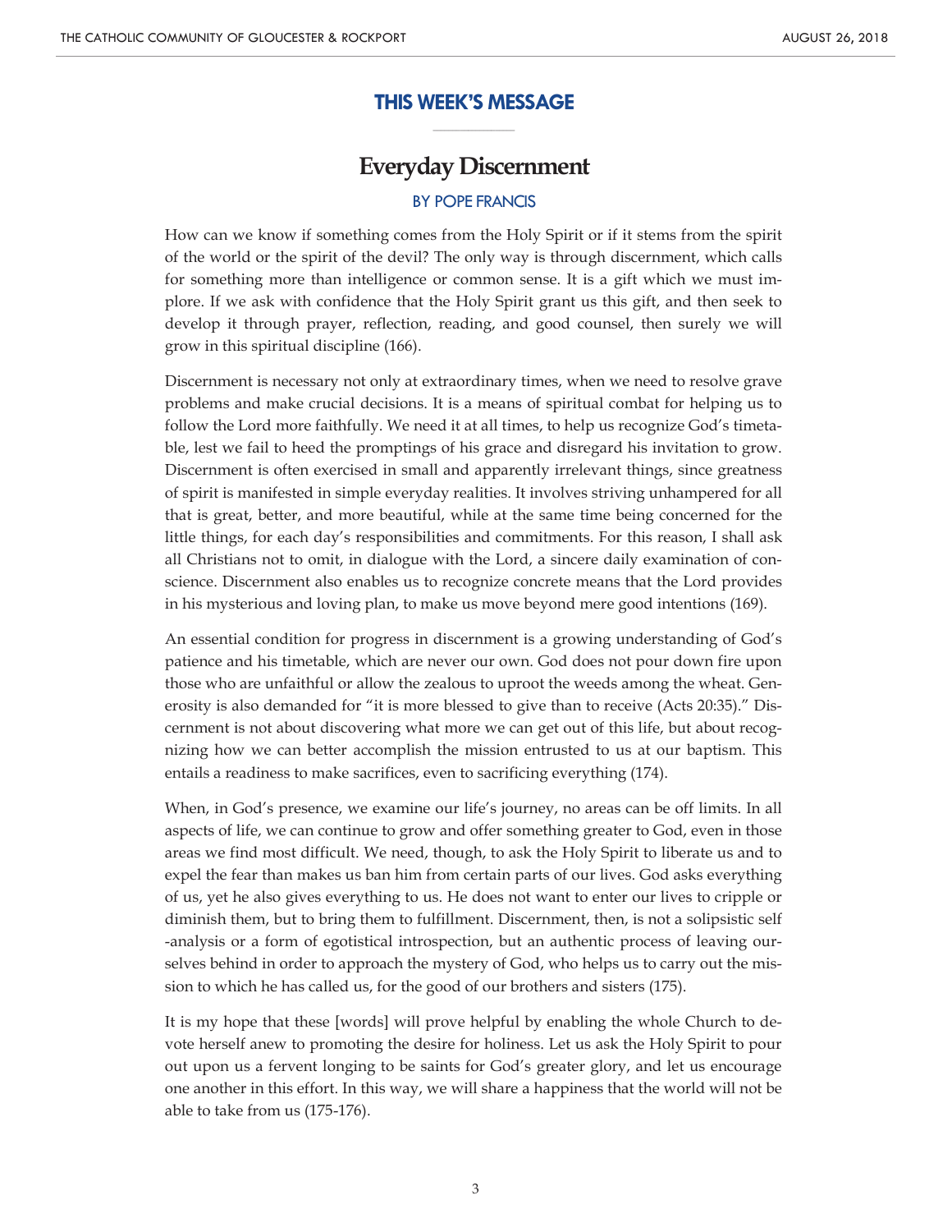## THIS WEEK'S MESSAGE

# Everyday Discernment

BY POPE FRANCIS

How can we know if something comes from the Holy Spirit or if it stems from the spirit of the world or the spirit of the devil? The only way is through discernment, which calls for something more than intelligence or common sense. It is a gift which we must implore. If we ask with confidence that the Holy Spirit grant us this gift, and then seek to develop it through prayer, reflection, reading, and good counsel, then surely we will grow in this spiritual discipline (166).

Discernment is necessary not only at extraordinary times, when we need to resolve grave problems and make crucial decisions. It is a means of spiritual combat for helping us to follow the Lord more faithfully. We need it at all times, to help us recognize God's timetable, lest we fail to heed the promptings of his grace and disregard his invitation to grow. Discernment is often exercised in small and apparently irrelevant things, since greatness of spirit is manifested in simple everyday realities. It involves striving unhampered for all that is great, better, and more beautiful, while at the same time being concerned for the little things, for each day's responsibilities and commitments. For this reason, I shall ask all Christians not to omit, in dialogue with the Lord, a sincere daily examination of conscience. Discernment also enables us to recognize concrete means that the Lord provides in his mysterious and loving plan, to make us move beyond mere good intentions (169).

An essential condition for progress in discernment is a growing understanding of God's patience and his timetable, which are never our own. God does not pour down fire upon those who are unfaithful or allow the zealous to uproot the weeds among the wheat. Generosity is also demanded for "it is more blessed to give than to receive (Acts 20:35)." Discernment is not about discovering what more we can get out of this life, but about recognizing how we can better accomplish the mission entrusted to us at our baptism. This entails a readiness to make sacrifices, even to sacrificing everything (174).

When, in God's presence, we examine our life's journey, no areas can be off limits. In all aspects of life, we can continue to grow and offer something greater to God, even in those areas we find most difficult. We need, though, to ask the Holy Spirit to liberate us and to expel the fear than makes us ban him from certain parts of our lives. God asks everything of us, yet he also gives everything to us. He does not want to enter our lives to cripple or diminish them, but to bring them to fulfillment. Discernment, then, is not a solipsistic self-analysis or a form of egotistical introspection, but an authentic process of leaving ourselves behind in order to approach the mystery of God, who helps us to carry out the mission to which he has called us, for the good of our brothers and sisters (175).

It is my hope that these [words] will prove helpful by enabling the whole Church to devote herself anew to promoting the desire for holiness. Let us ask the Holy Spirit to pour out upon us a fervent longing to be saints for God's greater glory, and let us encourage one another in this effort. In this way, we will share a happiness that the world will not be able to take from us (175-176).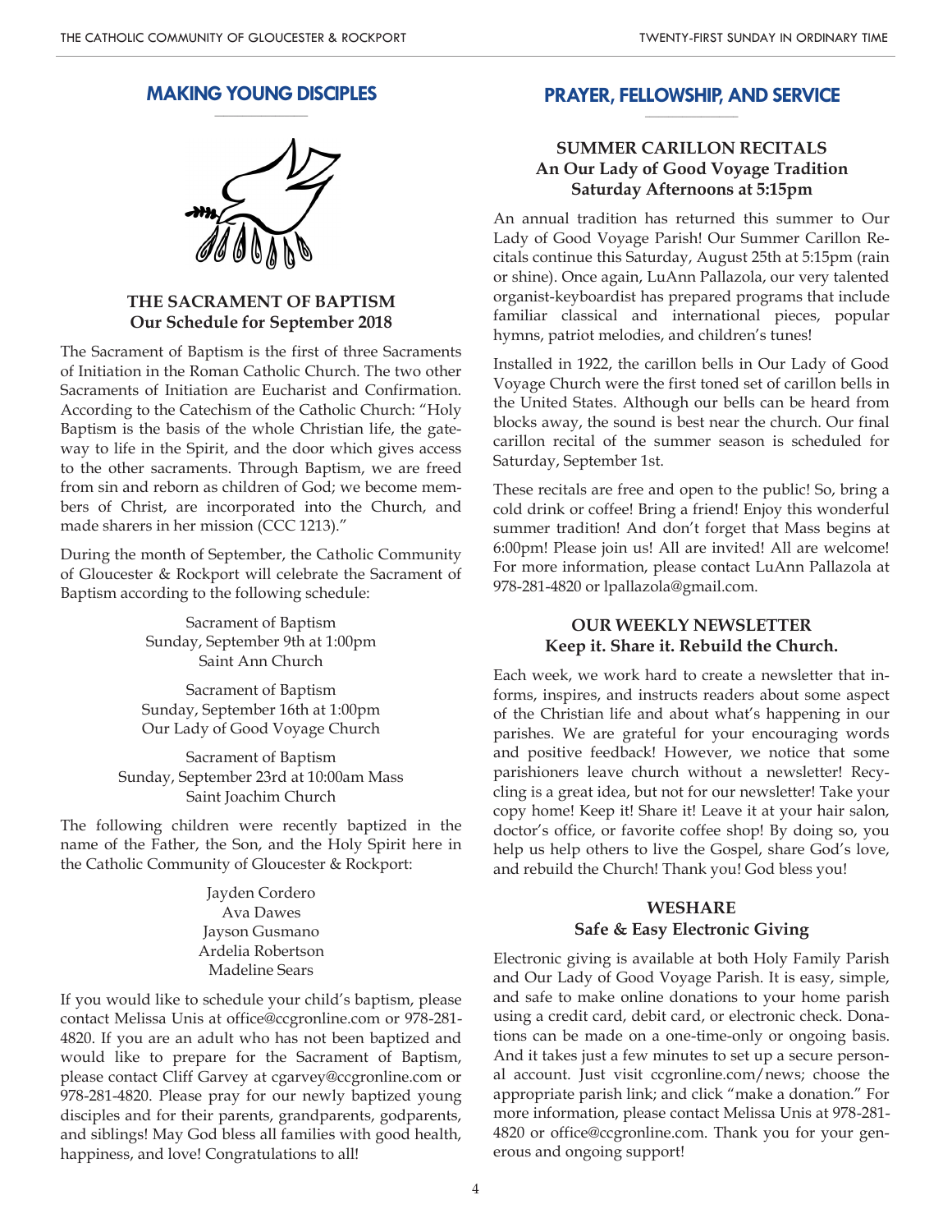## MAKING YOUNG DISCIPLES

### THE SACRAMENT OF BAPTISM
**Our Schedule for September 2018**

The Sacrament of Baptism is the first of three Sacraments of Initiation in the Roman Catholic Church. The two other Sacraments of Initiation are Eucharist and Confirmation. According to the Catechism of the Catholic Church: "Holy Baptism is the basis of the whole Christian life, the gateway to life in the Spirit, and the door which gives access to the other sacraments. Through Baptism, we are freed from sin and reborn as children of God; we become members of Christ, are incorporated into the Church, and made sharers in her mission (CCC 1213)."

During the month of September, the Catholic Community of Gloucester & Rockport will celebrate the Sacrament of Baptism according to the following schedule:

Sacrament of Baptism
Sunday, September 9th at 1:00pm
Saint Ann Church

Sacrament of Baptism
Sunday, September 16th at 1:00pm
Our Lady of Good Voyage Church

Sacrament of Baptism
Sunday, September 23rd at 10:00am Mass
Saint Joachim Church

The following children were recently baptized in the name of the Father, the Son, and the Holy Spirit here in the Catholic Community of Gloucester & Rockport:

Jayden Cordero
Ava Dawes
Jayson Gusmano
Ardelia Robertson
Madeline Sears

If you would like to schedule your child's baptism, please contact Melissa Unis at office@ccgronline.com or 978-281-4820. If you are an adult who has not been baptized and would like to prepare for the Sacrament of Baptism, please contact Cliff Garvey at cgarvey@ccgronline.com or 978-281-4820. Please pray for our newly baptized young disciples and for their parents, grandparents, godparents, and siblings! May God bless all families with good health, happiness, and love! Congratulations to all!

## PRAYER, FELLOWSHIP, AND SERVICE

### SUMMER CARILLON RECITALS
**An Our Lady of Good Voyage Tradition**
**Saturday Afternoons at 5:15pm**

An annual tradition has returned this summer to Our Lady of Good Voyage Parish! Our Summer Carillon Recitals continue this Saturday, August 25th at 5:15pm (rain or shine). Once again, LuAnn Pallazola, our very talented organist-keyboardist has prepared programs that include familiar classical and international pieces, popular hymns, patriot melodies, and children's tunes!

Installed in 1922, the carillon bells in Our Lady of Good Voyage Church were the first toned set of carillon bells in the United States. Although our bells can be heard from blocks away, the sound is best near the church. Our final carillon recital of the summer season is scheduled for Saturday, September 1st.

These recitals are free and open to the public! So, bring a cold drink or coffee! Bring a friend! Enjoy this wonderful summer tradition! And don't forget that Mass begins at 6:00pm! Please join us! All are invited! All are welcome! For more information, please contact LuAnn Pallazola at 978-281-4820 or lpallazola@gmail.com.

### OUR WEEKLY NEWSLETTER
**Keep it. Share it. Rebuild the Church.**

Each week, we work hard to create a newsletter that informs, inspires, and instructs readers about some aspect of the Christian life and about what's happening in our parishes. We are grateful for your encouraging words and positive feedback! However, we notice that some parishioners leave church without a newsletter! Recycling is a great idea, but not for our newsletter! Take your copy home! Keep it! Share it! Leave it at your hair salon, doctor's office, or favorite coffee shop! By doing so, you help us help others to live the Gospel, share God's love, and rebuild the Church! Thank you! God bless you!

### WESHARE
**Safe & Easy Electronic Giving**

Electronic giving is available at both Holy Family Parish and Our Lady of Good Voyage Parish. It is easy, simple, and safe to make online donations to your home parish using a credit card, debit card, or electronic check. Donations can be made on a one-time-only or ongoing basis. And it takes just a few minutes to set up a secure personal account. Just visit ccgronline.com/news; choose the appropriate parish link; and click "make a donation." For more information, please contact Melissa Unis at 978-281-4820 or office@ccgronline.com. Thank you for your generous and ongoing support!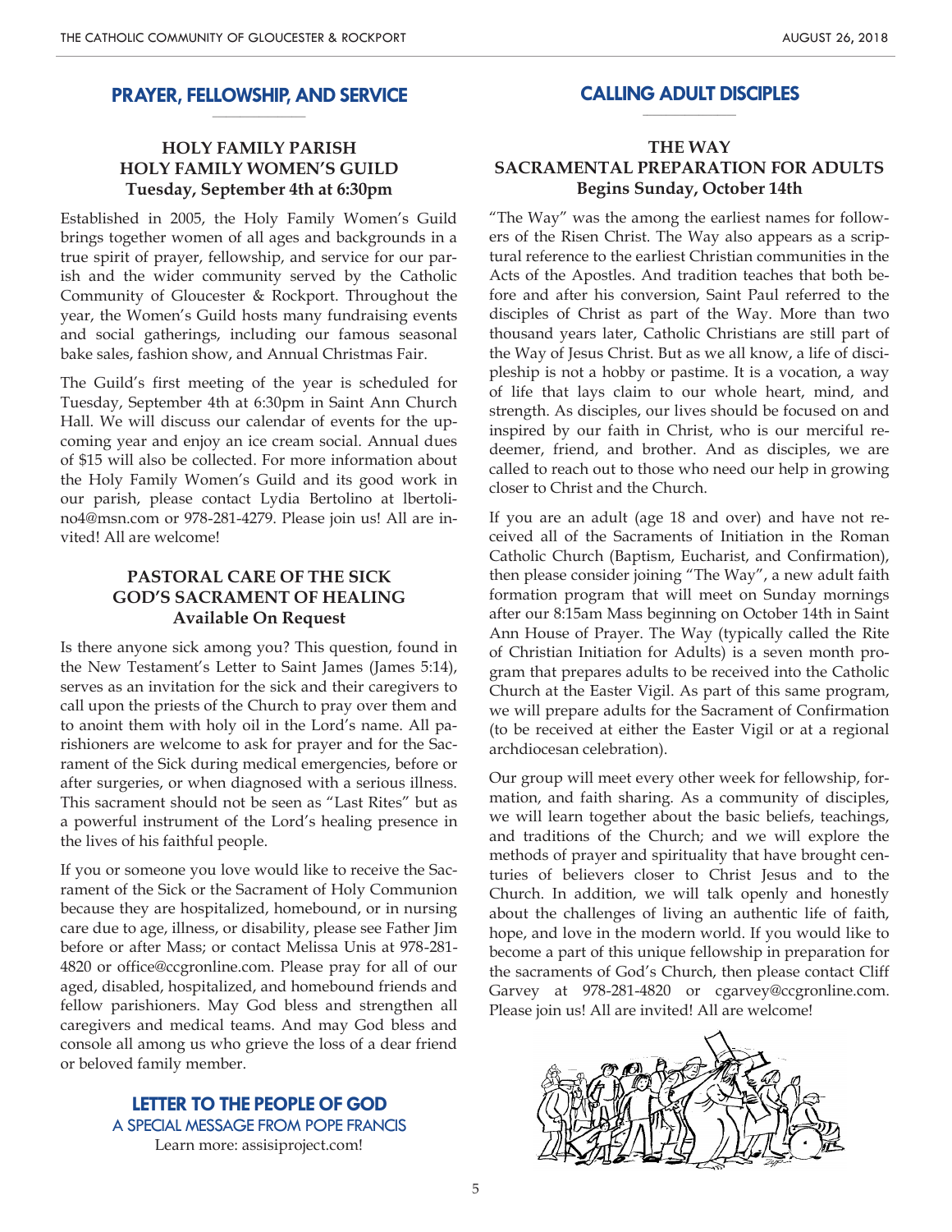## PRAYER, FELLOWSHIP, AND SERVICE

### HOLY FAMILY PARISH
### HOLY FAMILY WOMEN'S GUILD
### Tuesday, September 4th at 6:30pm

Established in 2005, the Holy Family Women's Guild brings together women of all ages and backgrounds in a true spirit of prayer, fellowship, and service for our parish and the wider community served by the Catholic Community of Gloucester & Rockport. Throughout the year, the Women's Guild hosts many fundraising events and social gatherings, including our famous seasonal bake sales, fashion show, and Annual Christmas Fair.

The Guild's first meeting of the year is scheduled for Tuesday, September 4th at 6:30pm in Saint Ann Church Hall. We will discuss our calendar of events for the upcoming year and enjoy an ice cream social. Annual dues of $15 will also be collected. For more information about the Holy Family Women's Guild and its good work in our parish, please contact Lydia Bertolino at lbertolino4@msn.com or 978-281-4279. Please join us! All are invited! All are welcome!

### PASTORAL CARE OF THE SICK
### GOD'S SACRAMENT OF HEALING
### Available On Request

Is there anyone sick among you? This question, found in the New Testament's Letter to Saint James (James 5:14), serves as an invitation for the sick and their caregivers to call upon the priests of the Church to pray over them and to anoint them with holy oil in the Lord's name. All parishioners are welcome to ask for prayer and for the Sacrament of the Sick during medical emergencies, before or after surgeries, or when diagnosed with a serious illness. This sacrament should not be seen as "Last Rites" but as a powerful instrument of the Lord's healing presence in the lives of his faithful people.

If you or someone you love would like to receive the Sacrament of the Sick or the Sacrament of Holy Communion because they are hospitalized, homebound, or in nursing care due to age, illness, or disability, please see Father Jim before or after Mass; or contact Melissa Unis at 978-281-4820 or office@ccgronline.com. Please pray for all of our aged, disabled, hospitalized, and homebound friends and fellow parishioners. May God bless and strengthen all caregivers and medical teams. And may God bless and console all among us who grieve the loss of a dear friend or beloved family member.

## LETTER TO THE PEOPLE OF GOD
A SPECIAL MESSAGE FROM POPE FRANCIS

Learn more: assisiproject.com!

## CALLING ADULT DISCIPLES

### THE WAY
### SACRAMENTAL PREPARATION FOR ADULTS
### Begins Sunday, October 14th

"The Way" was the among the earliest names for followers of the Risen Christ. The Way also appears as a scriptural reference to the earliest Christian communities in the Acts of the Apostles. And tradition teaches that both before and after his conversion, Saint Paul referred to the disciples of Christ as part of the Way. More than two thousand years later, Catholic Christians are still part of the Way of Jesus Christ. But as we all know, a life of discipleship is not a hobby or pastime. It is a vocation, a way of life that lays claim to our whole heart, mind, and strength. As disciples, our lives should be focused on and inspired by our faith in Christ, who is our merciful redeemer, friend, and brother. And as disciples, we are called to reach out to those who need our help in growing closer to Christ and the Church.

If you are an adult (age 18 and over) and have not received all of the Sacraments of Initiation in the Roman Catholic Church (Baptism, Eucharist, and Confirmation), then please consider joining "The Way", a new adult faith formation program that will meet on Sunday mornings after our 8:15am Mass beginning on October 14th in Saint Ann House of Prayer. The Way (typically called the Rite of Christian Initiation for Adults) is a seven month program that prepares adults to be received into the Catholic Church at the Easter Vigil. As part of this same program, we will prepare adults for the Sacrament of Confirmation (to be received at either the Easter Vigil or at a regional archdiocesan celebration).

Our group will meet every other week for fellowship, formation, and faith sharing. As a community of disciples, we will learn together about the basic beliefs, teachings, and traditions of the Church; and we will explore the methods of prayer and spirituality that have brought centuries of believers closer to Christ Jesus and to the Church. In addition, we will talk openly and honestly about the challenges of living an authentic life of faith, hope, and love in the modern world. If you would like to become a part of this unique fellowship in preparation for the sacraments of God's Church, then please contact Cliff Garvey at 978-281-4820 or cgarvey@ccgronline.com. Please join us! All are invited! All are welcome!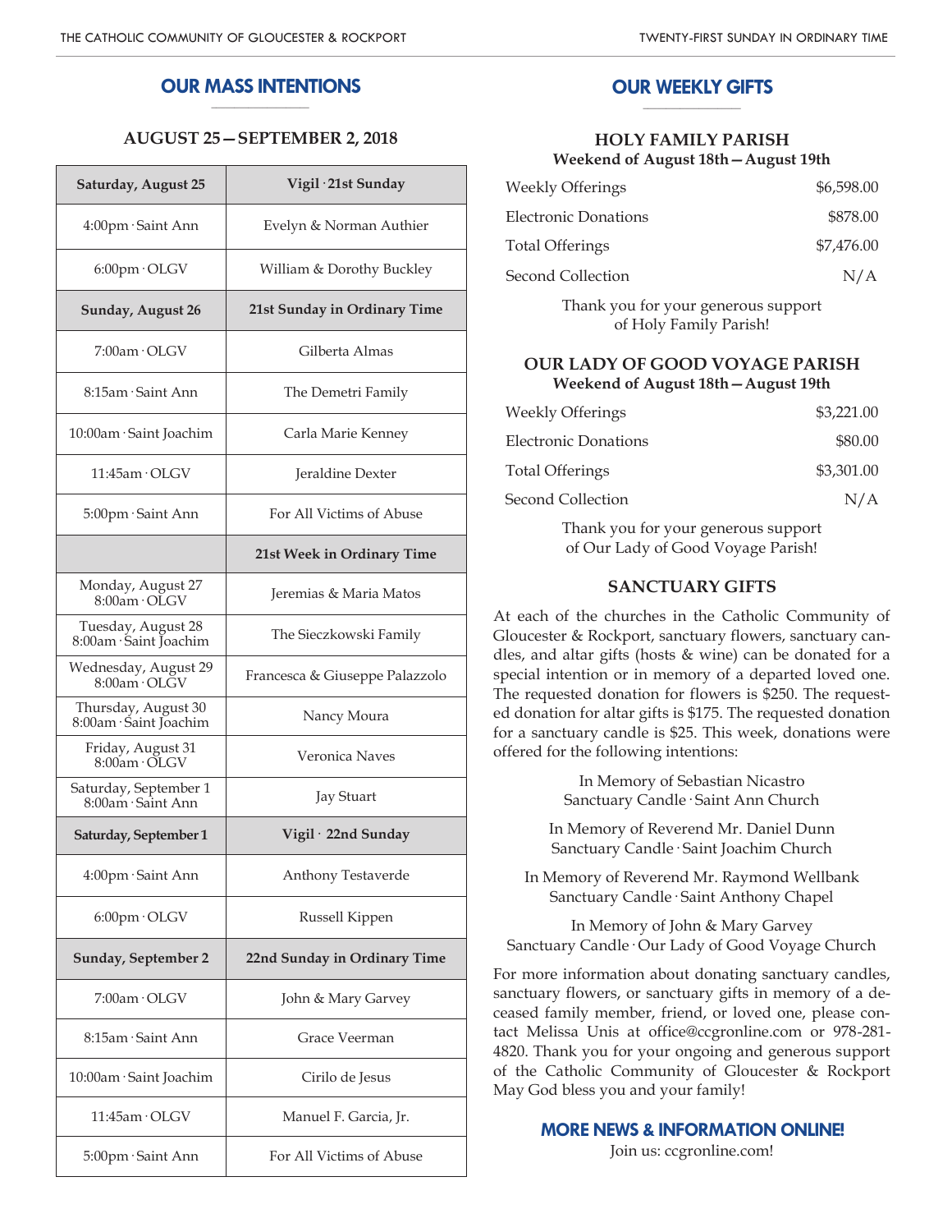## OUR MASS INTENTIONS

### AUGUST 25—SEPTEMBER 2, 2018

| Saturday, August 25 | Vigil · 21st Sunday |
|---|---|
| 4:00pm · Saint Ann | Evelyn & Norman Authier |
| 6:00pm · OLGV | William & Dorothy Buckley |
| **Sunday, August 26** | **21st Sunday in Ordinary Time** |
| 7:00am · OLGV | Gilberta Almas |
| 8:15am · Saint Ann | The Demetri Family |
| 10:00am · Saint Joachim | Carla Marie Kenney |
| 11:45am · OLGV | Jeraldine Dexter |
| 5:00pm · Saint Ann | For All Victims of Abuse |
| | **21st Week in Ordinary Time** |
| Monday, August 27 8:00am · OLGV | Jeremias & Maria Matos |
| Tuesday, August 28 8:00am · Saint Joachim | The Sieczkowski Family |
| Wednesday, August 29 8:00am · OLGV | Francesca & Giuseppe Palazzolo |
| Thursday, August 30 8:00am · Saint Joachim | Nancy Moura |
| Friday, August 31 8:00am · OLGV | Veronica Naves |
| Saturday, September 1 8:00am · Saint Ann | Jay Stuart |
| **Saturday, September 1** | **Vigil · 22nd Sunday** |
| 4:00pm · Saint Ann | Anthony Testaverde |
| 6:00pm · OLGV | Russell Kippen |
| **Sunday, September 2** | **22nd Sunday in Ordinary Time** |
| 7:00am · OLGV | John & Mary Garvey |
| 8:15am · Saint Ann | Grace Veerman |
| 10:00am · Saint Joachim | Cirilo de Jesus |
| 11:45am · OLGV | Manuel F. Garcia, Jr. |
| 5:00pm · Saint Ann | For All Victims of Abuse |

## OUR WEEKLY GIFTS

### HOLY FAMILY PARISH
**Weekend of August 18th—August 19th**

| | |
|---|---|
| Weekly Offerings | $6,598.00 |
| Electronic Donations | $878.00 |
| Total Offerings | $7,476.00 |
| Second Collection | N/A |

Thank you for your generous support of Holy Family Parish!

### OUR LADY OF GOOD VOYAGE PARISH
**Weekend of August 18th—August 19th**

| | |
|---|---|
| Weekly Offerings | $3,221.00 |
| Electronic Donations | $80.00 |
| Total Offerings | $3,301.00 |
| Second Collection | N/A |

Thank you for your generous support of Our Lady of Good Voyage Parish!

### SANCTUARY GIFTS

At each of the churches in the Catholic Community of Gloucester & Rockport, sanctuary flowers, sanctuary candles, and altar gifts (hosts & wine) can be donated for a special intention or in memory of a departed loved one. The requested donation for flowers is $250. The requested donation for altar gifts is $175. The requested donation for a sanctuary candle is $25. This week, donations were offered for the following intentions:

In Memory of Sebastian Nicastro
Sanctuary Candle · Saint Ann Church

In Memory of Reverend Mr. Daniel Dunn
Sanctuary Candle · Saint Joachim Church

In Memory of Reverend Mr. Raymond Wellbank
Sanctuary Candle · Saint Anthony Chapel

In Memory of John & Mary Garvey
Sanctuary Candle · Our Lady of Good Voyage Church

For more information about donating sanctuary candles, sanctuary flowers, or sanctuary gifts in memory of a deceased family member, friend, or loved one, please contact Melissa Unis at office@ccgronline.com or 978-281-4820. Thank you for your ongoing and generous support of the Catholic Community of Gloucester & Rockport May God bless you and your family!

## MORE NEWS & INFORMATION ONLINE!

Join us: ccgronline.com!